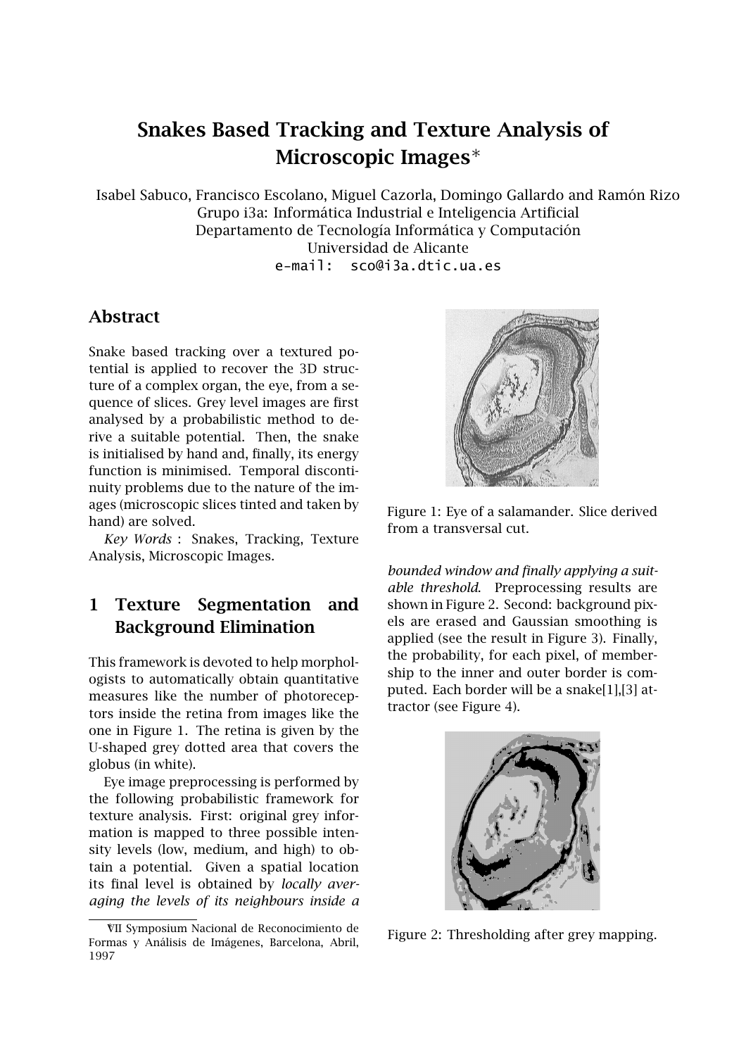# Snakes Based Tracking and Texture Analysis of Microscopic Images*

Isabel Sabuco, Francisco Escolano, Miguel Cazorla, Domingo Gallardo and Ramón Rizo
Grupo i3a: Informática Industrial e Inteligencia Artificial
Departamento de Tecnología Informática y Computación
Universidad de Alicante
e-mail: sco@i3a.dtic.ua.es

## Abstract

Snake based tracking over a textured potential is applied to recover the 3D structure of a complex organ, the eye, from a sequence of slices. Grey level images are first analysed by a probabilistic method to derive a suitable potential. Then, the snake is initialised by hand and, finally, its energy function is minimised. Temporal discontinuity problems due to the nature of the images (microscopic slices tinted and taken by hand) are solved.

*Key Words* : Snakes, Tracking, Texture Analysis, Microscopic Images.

## 1 Texture Segmentation and Background Elimination

This framework is devoted to help morphologists to automatically obtain quantitative measures like the number of photoreceptors inside the retina from images like the one in Figure 1. The retina is given by the U-shaped grey dotted area that covers the globus (in white).

Figure 1: Eye of a salamander. Slice derived from a transversal cut.

Eye image preprocessing is performed by the following probabilistic framework for texture analysis. First: original grey information is mapped to three possible intensity levels (low, medium, and high) to obtain a potential. Given a spatial location its final level is obtained by *locally averaging the levels of its neighbours inside a bounded window and finally applying a suitable threshold*. Preprocessing results are shown in Figure 2. Second: background pixels are erased and Gaussian smoothing is applied (see the result in Figure 3). Finally, the probability, for each pixel, of membership to the inner and outer border is computed. Each border will be a snake[1],[3] attractor (see Figure 4).

Figure 2: Thresholding after grey mapping.

*VII Symposium Nacional de Reconocimiento de Formas y Análisis de Imágenes, Barcelona, Abril, 1997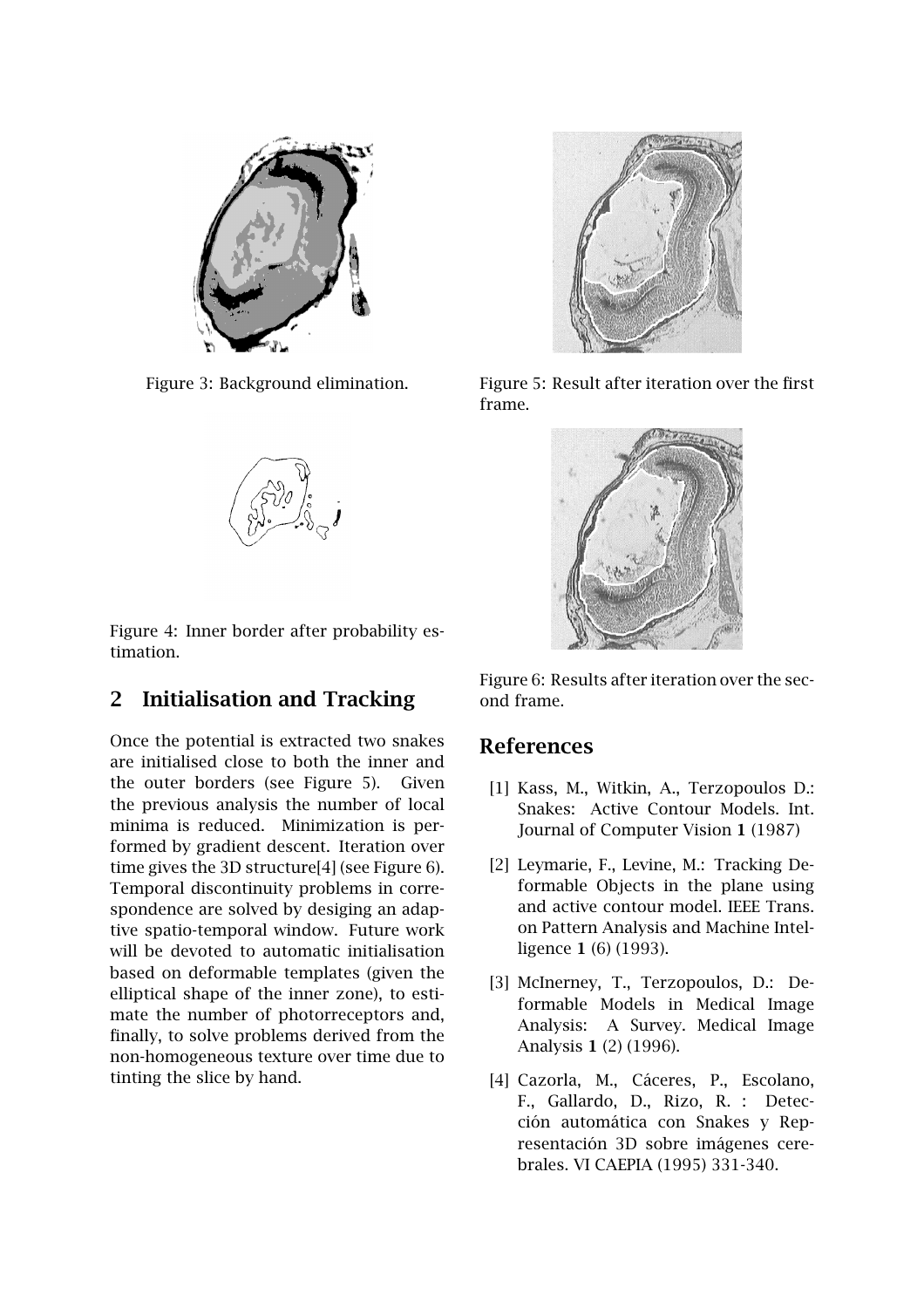Figure 3: Background elimination.

Figure 4: Inner border after probability estimation.

## 2 Initialisation and Tracking

Once the potential is extracted two snakes are initialised close to both the inner and the outer borders (see Figure 5). Given the previous analysis the number of local minima is reduced. Minimization is performed by gradient descent. Iteration over time gives the 3D structure[4] (see Figure 6). Temporal discontinuity problems in correspondence are solved by desiging an adaptive spatio-temporal window. Future work will be devoted to automatic initialisation based on deformable templates (given the elliptical shape of the inner zone), to estimate the number of photorreceptors and, finally, to solve problems derived from the non-homogeneous texture over time due to tinting the slice by hand.

Figure 5: Result after iteration over the first frame.

Figure 6: Results after iteration over the second frame.

## References

[1] Kass, M., Witkin, A., Terzopoulos D.: Snakes: Active Contour Models. Int. Journal of Computer Vision **1** (1987)

[2] Leymarie, F., Levine, M.: Tracking Deformable Objects in the plane using and active contour model. IEEE Trans. on Pattern Analysis and Machine Intelligence **1** (6) (1993).

[3] McInerney, T., Terzopoulos, D.: Deformable Models in Medical Image Analysis: A Survey. Medical Image Analysis **1** (2) (1996).

[4] Cazorla, M., Cáceres, P., Escolano, F., Gallardo, D., Rizo, R. : Detección automática con Snakes y Representación 3D sobre imágenes cerebrales. VI CAEPIA (1995) 331-340.